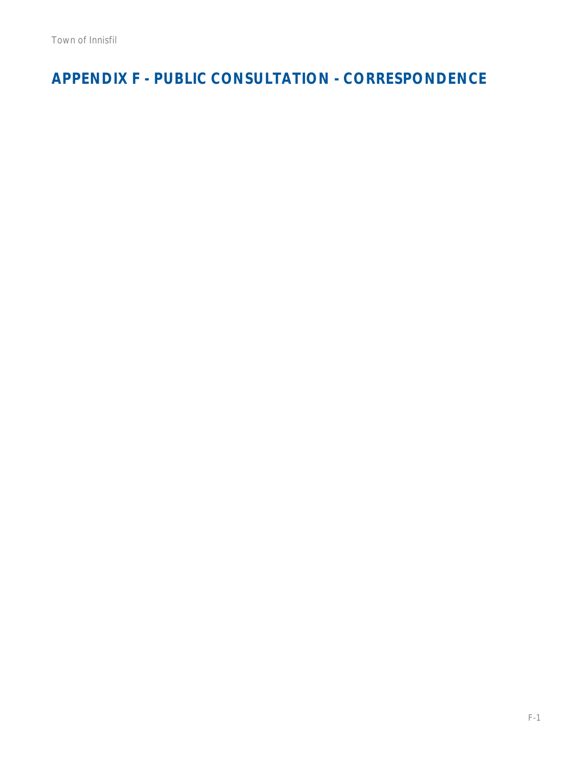# APPENDIX F - PUBLIC CONSULTATION - CORRESPONDENCE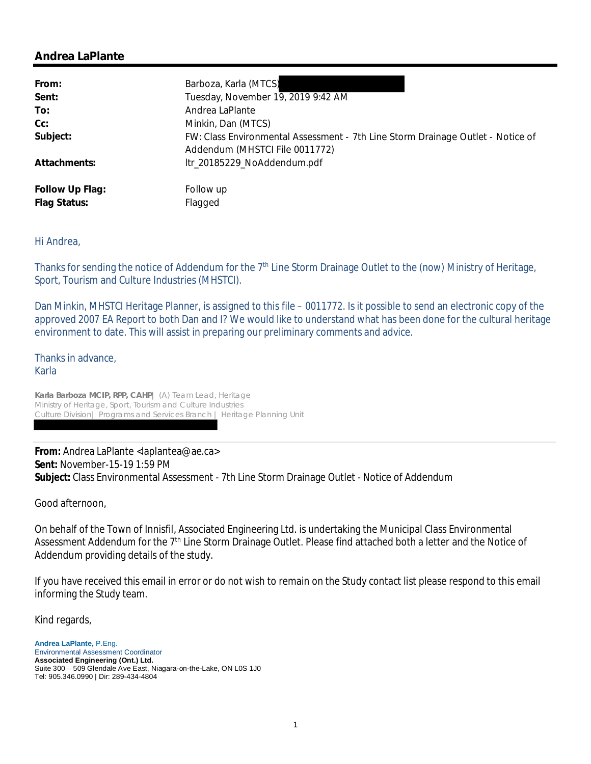## Andrea LaPlante

| | |
|---|---|
| **From:** | Barboza, Karla (MTCS) |
| **Sent:** | Tuesday, November 19, 2019 9:42 AM |
| **To:** | Andrea LaPlante |
| **Cc:** | Minkin, Dan (MTCS) |
| **Subject:** | FW: Class Environmental Assessment - 7th Line Storm Drainage Outlet - Notice of Addendum (MHSTCI File 0011772) |
| **Attachments:** | ltr_20185229_NoAddendum.pdf |
| **Follow Up Flag:** | Follow up |
| **Flag Status:** | Flagged |

Hi Andrea,

Thanks for sending the notice of Addendum for the 7th Line Storm Drainage Outlet to the (now) Ministry of Heritage, Sport, Tourism and Culture Industries (MHSTCI).

Dan Minkin, MHSTCI Heritage Planner, is assigned to this file – 0011772. Is it possible to send an electronic copy of the approved 2007 EA Report to both Dan and I? We would like to understand what has been done for the cultural heritage environment to date. This will assist in preparing our preliminary comments and advice.

Thanks in advance,
Karla

**Karla Barboza MCIP, RPP, CAHP**| (A) Team Lead, Heritage
Ministry of Heritage, Sport, Tourism and Culture Industries
Culture Division| Programs and Services Branch | Heritage Planning Unit

---

**From:** Andrea LaPlante <laplantea@ae.ca>
**Sent:** November-15-19 1:59 PM
**Subject:** Class Environmental Assessment - 7th Line Storm Drainage Outlet - Notice of Addendum

Good afternoon,

On behalf of the Town of Innisfil, Associated Engineering Ltd. is undertaking the Municipal Class Environmental Assessment Addendum for the 7th Line Storm Drainage Outlet. Please find attached both a letter and the Notice of Addendum providing details of the study.

If you have received this email in error or do not wish to remain on the Study contact list please respond to this email informing the Study team.

Kind regards,

**Andrea LaPlante,** P.Eng.
Environmental Assessment Coordinator
**Associated Engineering (Ont.) Ltd.**
Suite 300 – 509 Glendale Ave East, Niagara-on-the-Lake, ON L0S 1J0
Tel: 905.346.0990 | Dir: 289-434-4804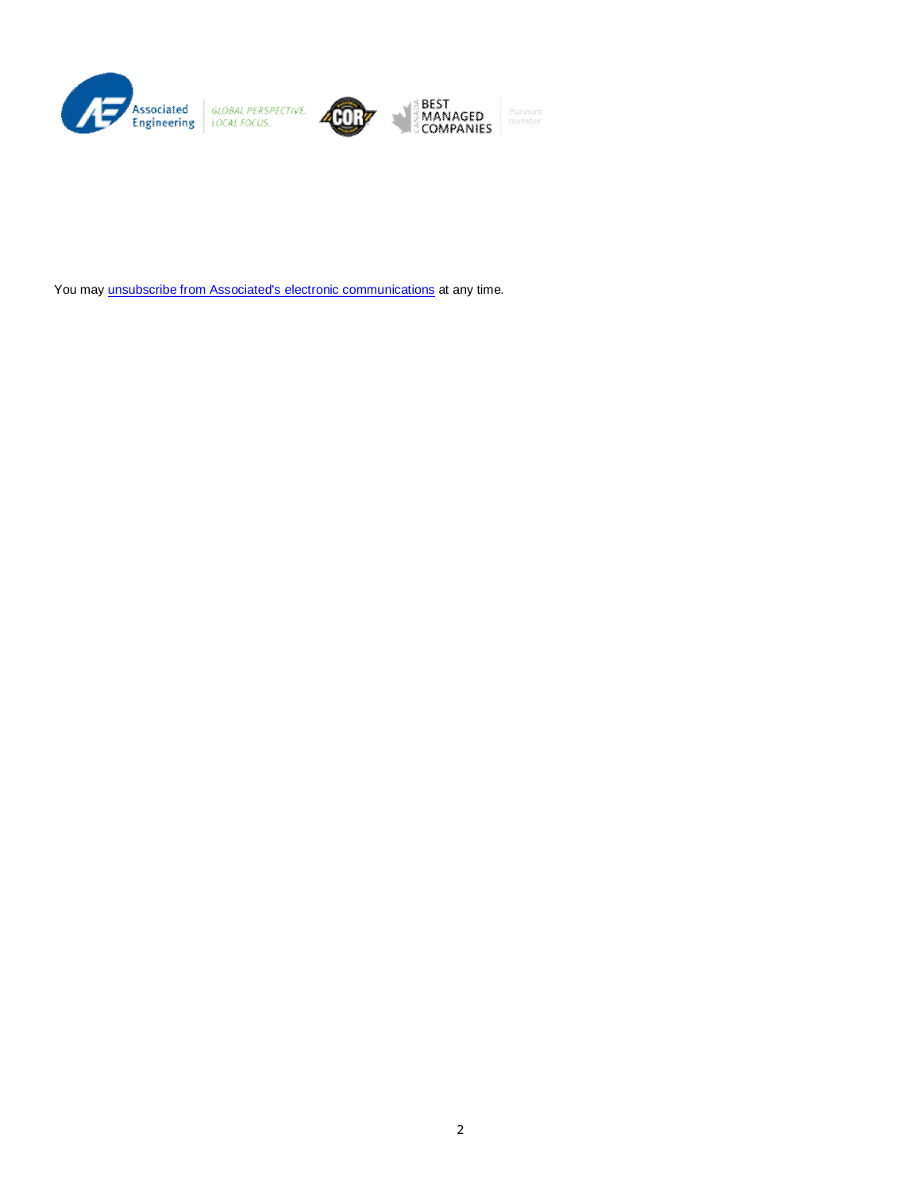Associated Engineering GLOBAL PERSPECTIVE. LOCAL FOCUS. COR BEST MANAGED COMPANIES Platinum member

You may unsubscribe from Associated's electronic communications at any time.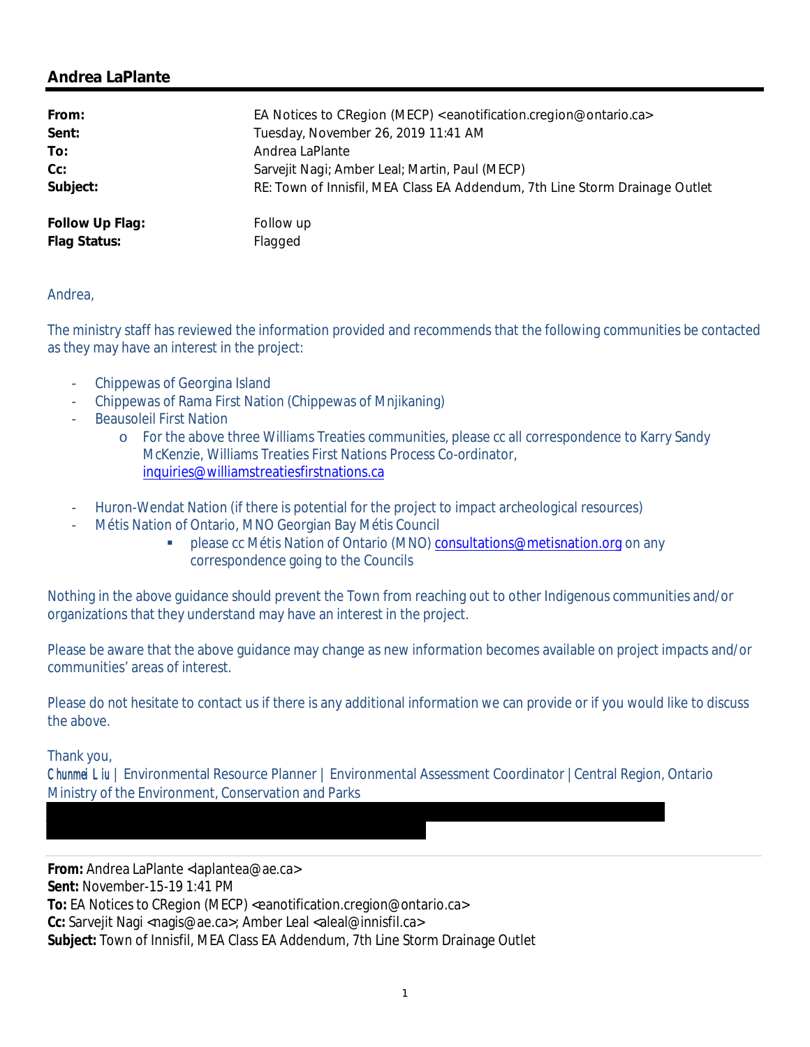## Andrea LaPlante

| | |
|---|---|
| **From:** | EA Notices to CRegion (MECP) <eanotification.cregion@ontario.ca> |
| **Sent:** | Tuesday, November 26, 2019 11:41 AM |
| **To:** | Andrea LaPlante |
| **Cc:** | Sarvejit Nagi; Amber Leal; Martin, Paul (MECP) |
| **Subject:** | RE: Town of Innisfil, MEA Class EA Addendum, 7th Line Storm Drainage Outlet |
| **Follow Up Flag:** | Follow up |
| **Flag Status:** | Flagged |

Andrea,

The ministry staff has reviewed the information provided and recommends that the following communities be contacted as they may have an interest in the project:

- Chippewas of Georgina Island
- Chippewas of Rama First Nation (Chippewas of Mnjikaning)
- Beausoleil First Nation
  - For the above three Williams Treaties communities, please cc all correspondence to Karry Sandy McKenzie, Williams Treaties First Nations Process Co-ordinator, inquiries@williamstreatiesfirstnations.ca
- Huron-Wendat Nation (if there is potential for the project to impact archeological resources)
- Métis Nation of Ontario, MNO Georgian Bay Métis Council
  - please cc Métis Nation of Ontario (MNO) consultations@metisnation.org on any correspondence going to the Councils

Nothing in the above guidance should prevent the Town from reaching out to other Indigenous communities and/or organizations that they understand may have an interest in the project.

Please be aware that the above guidance may change as new information becomes available on project impacts and/or communities' areas of interest.

Please do not hesitate to contact us if there is any additional information we can provide or if you would like to discuss the above.

Thank you,
Chunmei Liu | Environmental Resource Planner | Environmental Assessment Coordinator | Central Region, Ontario Ministry of the Environment, Conservation and Parks

---

**From:** Andrea LaPlante <laplantea@ae.ca>
**Sent:** November-15-19 1:41 PM
**To:** EA Notices to CRegion (MECP) <eanotification.cregion@ontario.ca>
**Cc:** Sarvejit Nagi <nagis@ae.ca>; Amber Leal <aleal@innisfil.ca>
**Subject:** Town of Innisfil, MEA Class EA Addendum, 7th Line Storm Drainage Outlet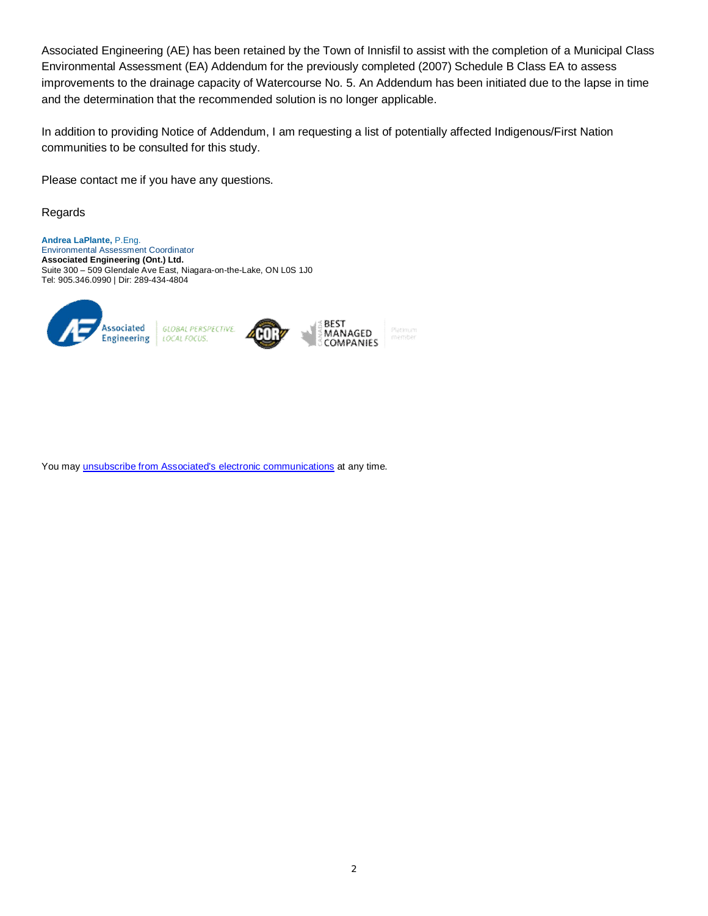Associated Engineering (AE) has been retained by the Town of Innisfil to assist with the completion of a Municipal Class Environmental Assessment (EA) Addendum for the previously completed (2007) Schedule B Class EA to assess improvements to the drainage capacity of Watercourse No. 5. An Addendum has been initiated due to the lapse in time and the determination that the recommended solution is no longer applicable.

In addition to providing Notice of Addendum, I am requesting a list of potentially affected Indigenous/First Nation communities to be consulted for this study.

Please contact me if you have any questions.

Regards

**Andrea LaPlante,** P.Eng.
Environmental Assessment Coordinator
**Associated Engineering (Ont.) Ltd.**
Suite 300 – 509 Glendale Ave East, Niagara-on-the-Lake, ON L0S 1J0
Tel: 905.346.0990 | Dir: 289-434-4804

Associated Engineering | GLOBAL PERSPECTIVE. LOCAL FOCUS. | COR | BEST MANAGED COMPANIES | Platinum member

You may [unsubscribe from Associated's electronic communications]() at any time.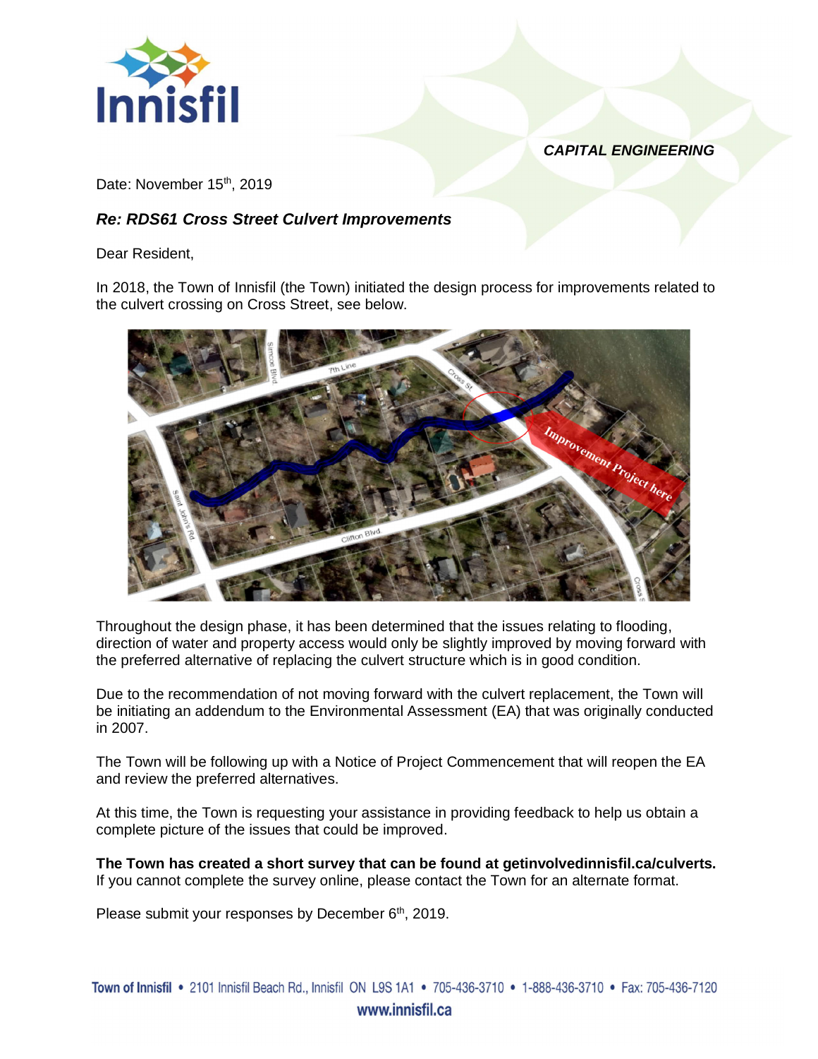*CAPITAL ENGINEERING*

Date: November 15th, 2019

### *Re: RDS61 Cross Street Culvert Improvements*

Dear Resident,

In 2018, the Town of Innisfil (the Town) initiated the design process for improvements related to the culvert crossing on Cross Street, see below.

Throughout the design phase, it has been determined that the issues relating to flooding, direction of water and property access would only be slightly improved by moving forward with the preferred alternative of replacing the culvert structure which is in good condition.

Due to the recommendation of not moving forward with the culvert replacement, the Town will be initiating an addendum to the Environmental Assessment (EA) that was originally conducted in 2007.

The Town will be following up with a Notice of Project Commencement that will reopen the EA and review the preferred alternatives.

At this time, the Town is requesting your assistance in providing feedback to help us obtain a complete picture of the issues that could be improved.

**The Town has created a short survey that can be found at getinvolvedinnisfil.ca/culverts.** If you cannot complete the survey online, please contact the Town for an alternate format.

Please submit your responses by December 6th, 2019.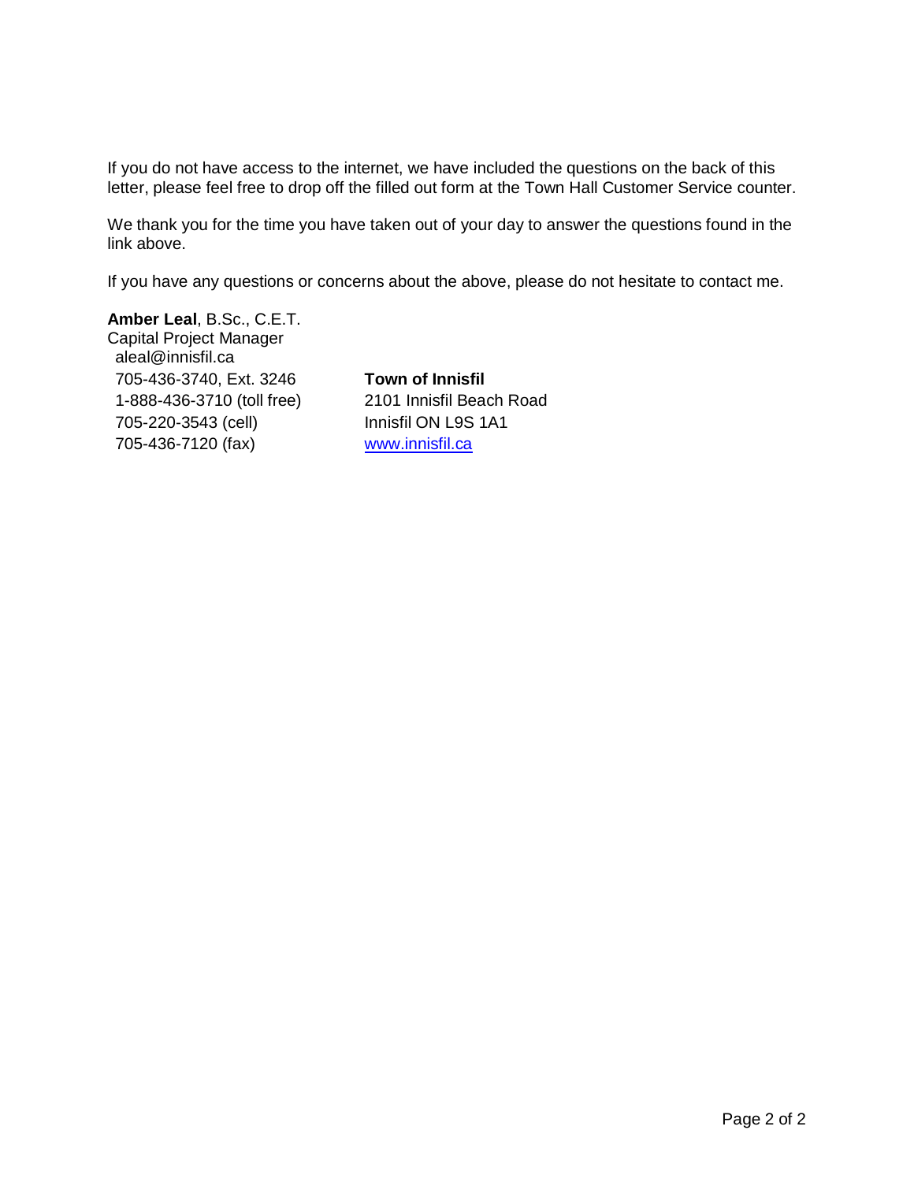If you do not have access to the internet, we have included the questions on the back of this letter, please feel free to drop off the filled out form at the Town Hall Customer Service counter.

We thank you for the time you have taken out of your day to answer the questions found in the link above.

If you have any questions or concerns about the above, please do not hesitate to contact me.

**Amber Leal**, B.Sc., C.E.T.
Capital Project Manager
aleal@innisfil.ca
705-436-3740, Ext. 3246
1-888-436-3710 (toll free)
705-220-3543 (cell)
705-436-7120 (fax)

**Town of Innisfil**
2101 Innisfil Beach Road
Innisfil ON L9S 1A1
www.innisfil.ca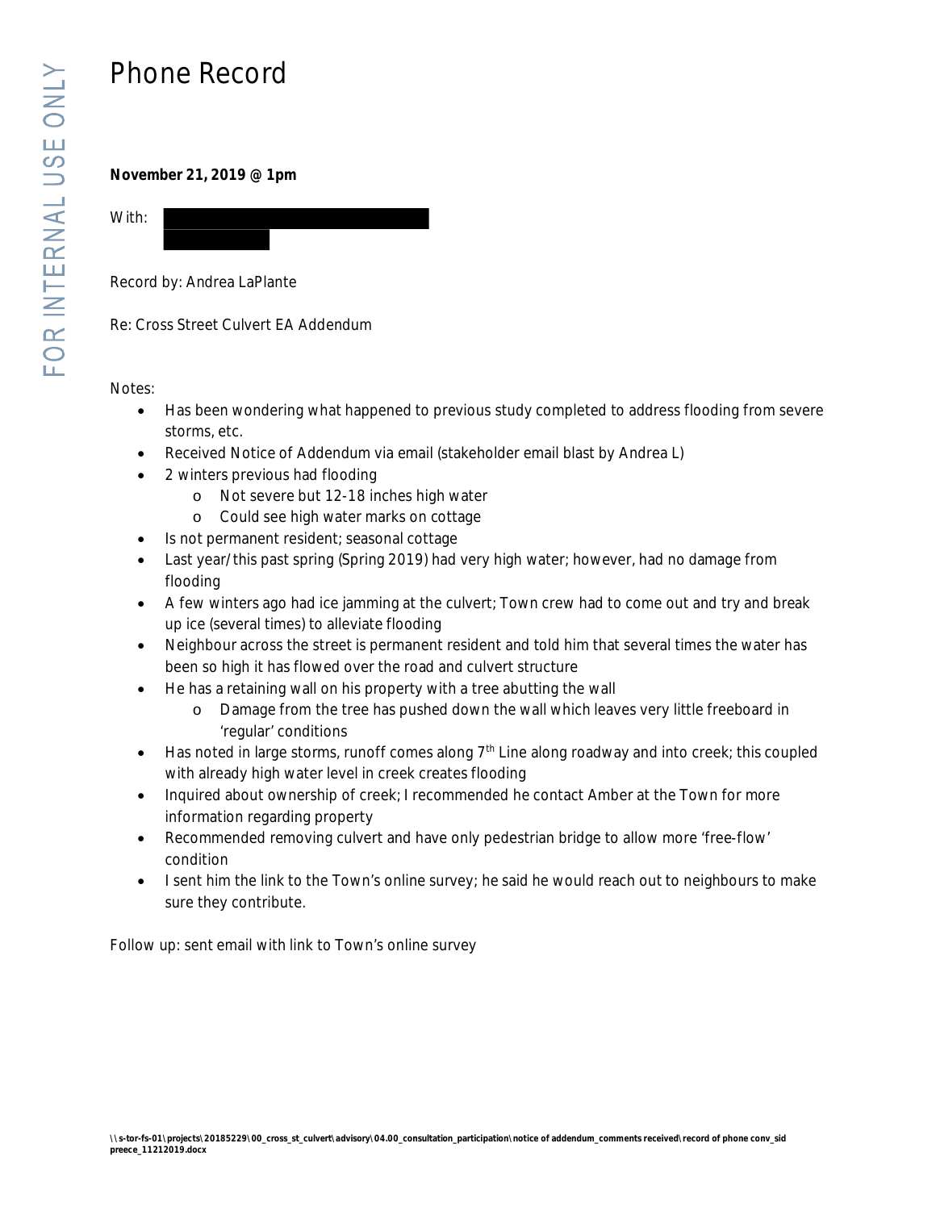# Phone Record

**November 21, 2019 @ 1pm**

With:

Record by: Andrea LaPlante

Re: Cross Street Culvert EA Addendum

Notes:

- Has been wondering what happened to previous study completed to address flooding from severe storms, etc.
- Received Notice of Addendum via email (stakeholder email blast by Andrea L)
- 2 winters previous had flooding
  - Not severe but 12-18 inches high water
  - Could see high water marks on cottage
- Is not permanent resident; seasonal cottage
- Last year/this past spring (Spring 2019) had very high water; however, had no damage from flooding
- A few winters ago had ice jamming at the culvert; Town crew had to come out and try and break up ice (several times) to alleviate flooding
- Neighbour across the street is permanent resident and told him that several times the water has been so high it has flowed over the road and culvert structure
- He has a retaining wall on his property with a tree abutting the wall
  - Damage from the tree has pushed down the wall which leaves very little freeboard in 'regular' conditions
- Has noted in large storms, runoff comes along 7th Line along roadway and into creek; this coupled with already high water level in creek creates flooding
- Inquired about ownership of creek; I recommended he contact Amber at the Town for more information regarding property
- Recommended removing culvert and have only pedestrian bridge to allow more 'free-flow' condition
- I sent him the link to the Town's online survey; he said he would reach out to neighbours to make sure they contribute.

Follow up: sent email with link to Town's online survey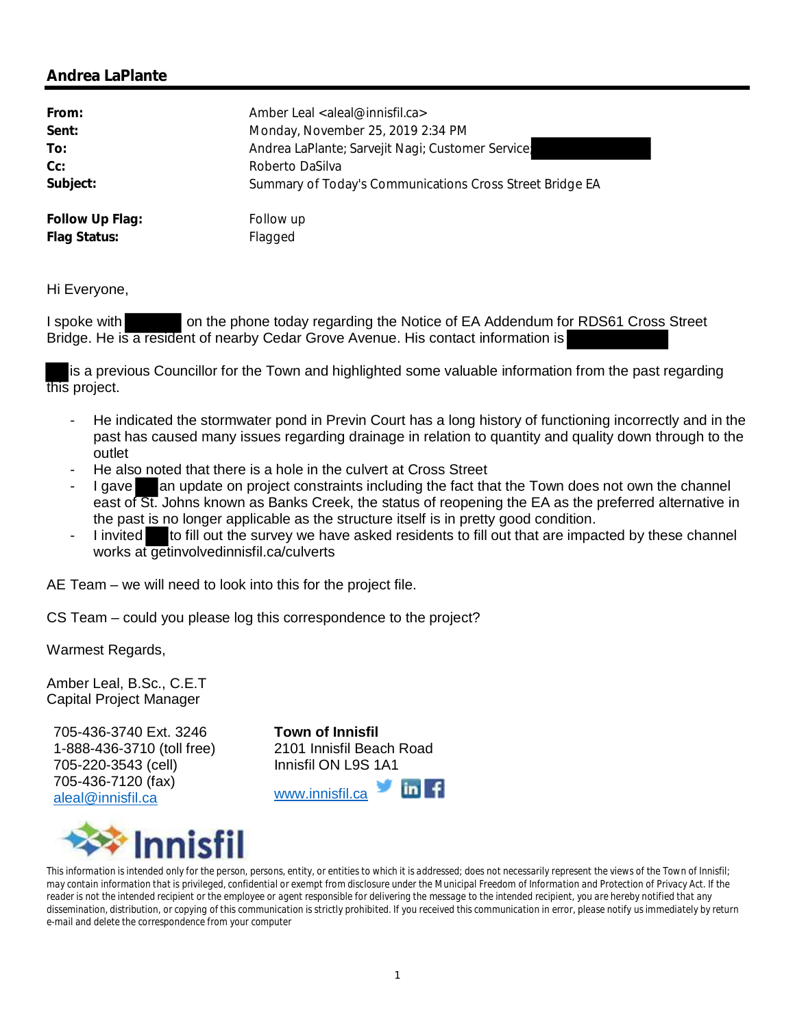## Andrea LaPlante

| | |
|---|---|
| **From:** | Amber Leal <aleal@innisfil.ca> |
| **Sent:** | Monday, November 25, 2019 2:34 PM |
| **To:** | Andrea LaPlante; Sarvejit Nagi; Customer Service; |
| **Cc:** | Roberto DaSilva |
| **Subject:** | Summary of Today's Communications Cross Street Bridge EA |
| **Follow Up Flag:** | Follow up |
| **Flag Status:** | Flagged |

Hi Everyone,

I spoke with on the phone today regarding the Notice of EA Addendum for RDS61 Cross Street Bridge. He is a resident of nearby Cedar Grove Avenue. His contact information is

is a previous Councillor for the Town and highlighted some valuable information from the past regarding this project.

- He indicated the stormwater pond in Previn Court has a long history of functioning incorrectly and in the past has caused many issues regarding drainage in relation to quantity and quality down through to the outlet
- He also noted that there is a hole in the culvert at Cross Street
- I gave an update on project constraints including the fact that the Town does not own the channel east of St. Johns known as Banks Creek, the status of reopening the EA as the preferred alternative in the past is no longer applicable as the structure itself is in pretty good condition.
- I invited to fill out the survey we have asked residents to fill out that are impacted by these channel works at getinvolvedinnisfil.ca/culverts

AE Team – we will need to look into this for the project file.

CS Team – could you please log this correspondence to the project?

Warmest Regards,

Amber Leal, B.Sc., C.E.T
Capital Project Manager

705-436-3740 Ext. 3246
1-888-436-3710 (toll free)
705-220-3543 (cell)
705-436-7120 (fax)
aleal@innisfil.ca

**Town of Innisfil**
2101 Innisfil Beach Road
Innisfil ON L9S 1A1
www.innisfil.ca

Innisfil

This information is intended only for the person, persons, entity, or entities to which it is addressed; does not necessarily represent the views of the Town of Innisfil; may contain information that is privileged, confidential or exempt from disclosure under the Municipal Freedom of Information and Protection of Privacy Act. If the reader is not the intended recipient or the employee or agent responsible for delivering the message to the intended recipient, you are hereby notified that any dissemination, distribution, or copying of this communication is strictly prohibited. If you received this communication in error, please notify us immediately by return e-mail and delete the correspondence from your computer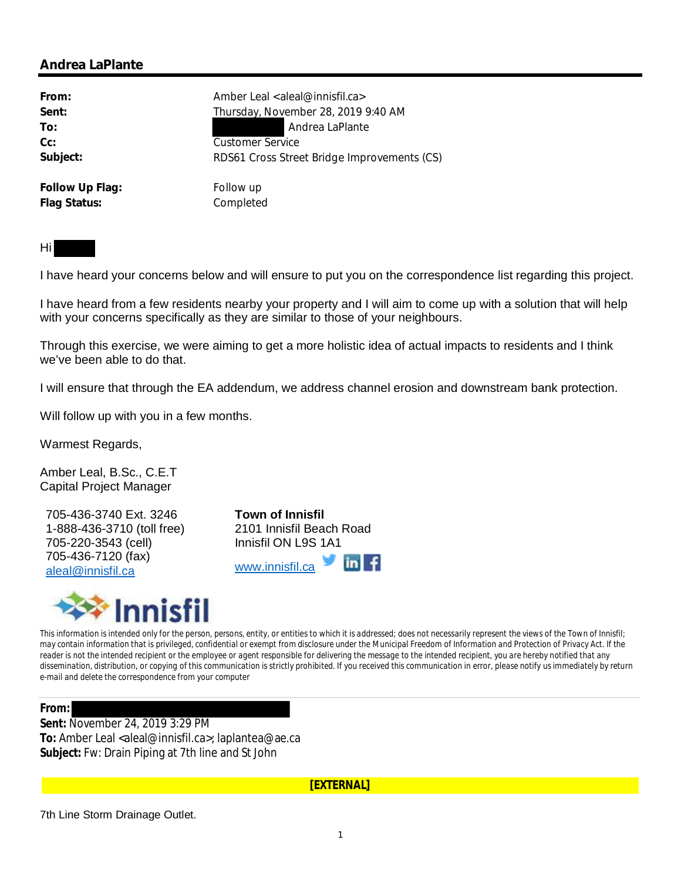## Andrea LaPlante

| | |
|---|---|
| **From:** | Amber Leal <aleal@innisfil.ca> |
| **Sent:** | Thursday, November 28, 2019 9:40 AM |
| **To:** | Andrea LaPlante |
| **Cc:** | Customer Service |
| **Subject:** | RDS61 Cross Street Bridge Improvements (CS) |
| | |
| **Follow Up Flag:** | Follow up |
| **Flag Status:** | Completed |

Hi

I have heard your concerns below and will ensure to put you on the correspondence list regarding this project.

I have heard from a few residents nearby your property and I will aim to come up with a solution that will help with your concerns specifically as they are similar to those of your neighbours.

Through this exercise, we were aiming to get a more holistic idea of actual impacts to residents and I think we've been able to do that.

I will ensure that through the EA addendum, we address channel erosion and downstream bank protection.

Will follow up with you in a few months.

Warmest Regards,

Amber Leal, B.Sc., C.E.T
Capital Project Manager

705-436-3740 Ext. 3246
1-888-436-3710 (toll free)
705-220-3543 (cell)
705-436-7120 (fax)
aleal@innisfil.ca

**Town of Innisfil**
2101 Innisfil Beach Road
Innisfil ON L9S 1A1
www.innisfil.ca

This information is intended only for the person, persons, entity, or entities to which it is addressed; does not necessarily represent the views of the Town of Innisfil; may contain information that is privileged, confidential or exempt from disclosure under the Municipal Freedom of Information and Protection of Privacy Act. If the reader is not the intended recipient or the employee or agent responsible for delivering the message to the intended recipient, you are hereby notified that any dissemination, distribution, or copying of this communication is strictly prohibited. If you received this communication in error, please notify us immediately by return e-mail and delete the correspondence from your computer

---

**From:**
**Sent:** November 24, 2019 3:29 PM
**To:** Amber Leal <aleal@innisfil.ca>; laplantea@ae.ca
**Subject:** Fw: Drain Piping at 7th line and St John

**[EXTERNAL]**

7th Line Storm Drainage Outlet.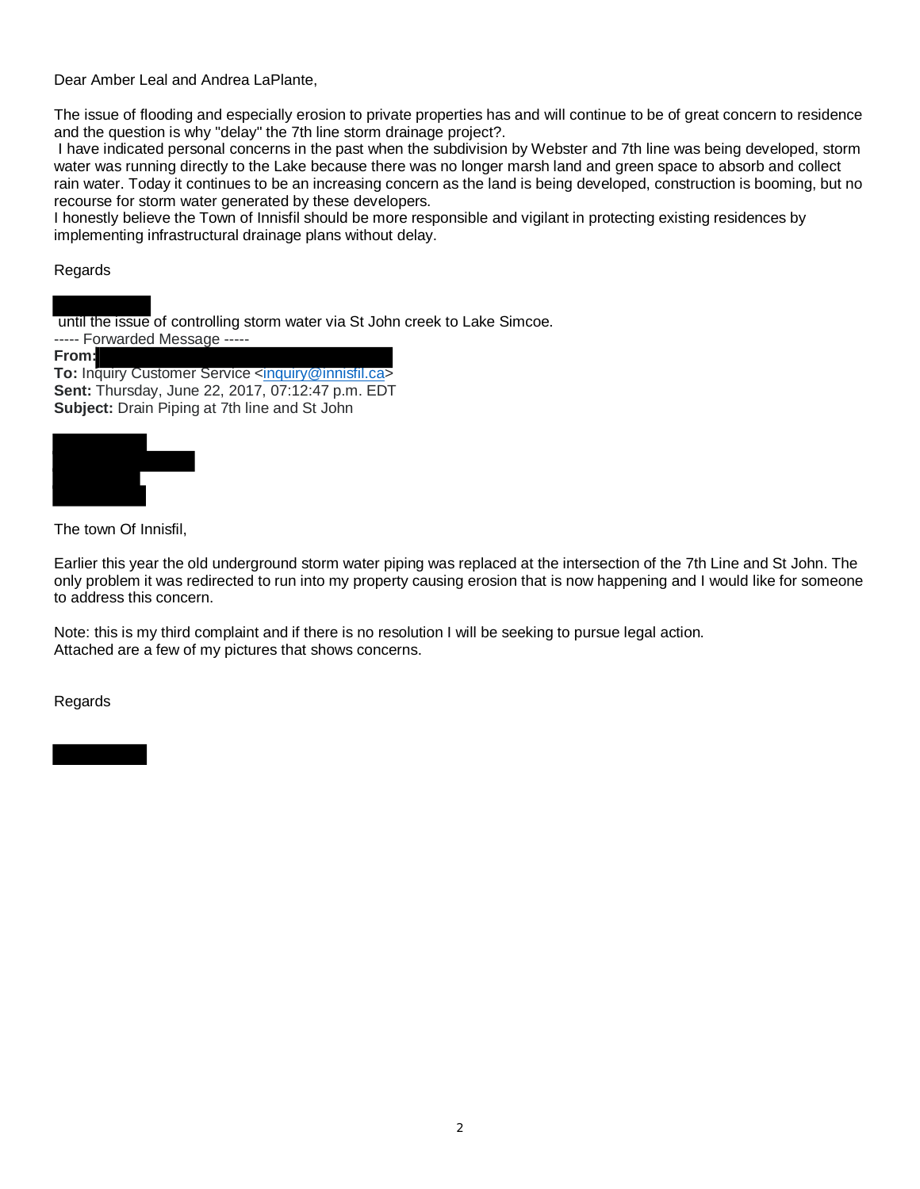Dear Amber Leal and Andrea LaPlante,

The issue of flooding and especially erosion to private properties has and will continue to be of great concern to residence and the question is why "delay" the 7th line storm drainage project?.

I have indicated personal concerns in the past when the subdivision by Webster and 7th line was being developed, storm water was running directly to the Lake because there was no longer marsh land and green space to absorb and collect rain water. Today it continues to be an increasing concern as the land is being developed, construction is booming, but no recourse for storm water generated by these developers.

I honestly believe the Town of Innisfil should be more responsible and vigilant in protecting existing residences by implementing infrastructural drainage plans without delay.

Regards

until the issue of controlling storm water via St John creek to Lake Simcoe.

----- Forwarded Message -----

**From:**

**To:** Inquiry Customer Service <inquiry@innisfil.ca>

**Sent:** Thursday, June 22, 2017, 07:12:47 p.m. EDT

**Subject:** Drain Piping at 7th line and St John

The town Of Innisfil,

Earlier this year the old underground storm water piping was replaced at the intersection of the 7th Line and St John. The only problem it was redirected to run into my property causing erosion that is now happening and I would like for someone to address this concern.

Note: this is my third complaint and if there is no resolution I will be seeking to pursue legal action.
Attached are a few of my pictures that shows concerns.

Regards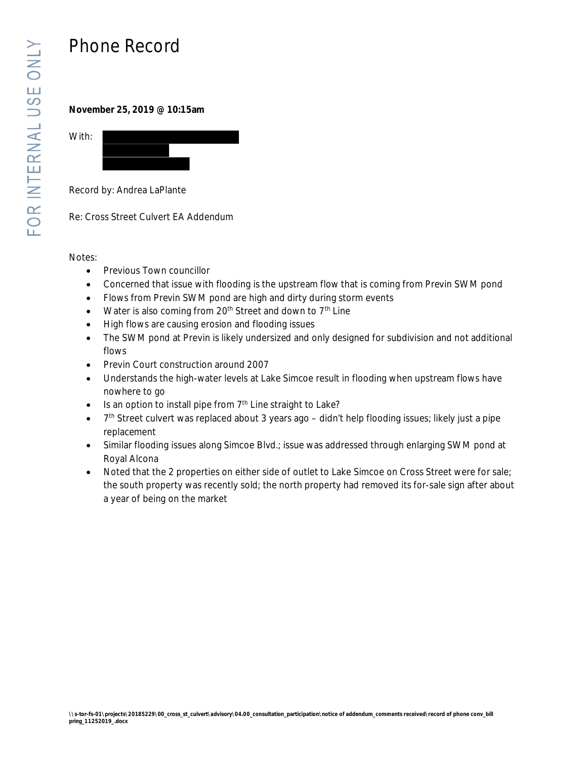# Phone Record

**November 25, 2019 @ 10:15am**

With: [redacted]

Record by: Andrea LaPlante

Re: Cross Street Culvert EA Addendum

Notes:

- Previous Town councillor
- Concerned that issue with flooding is the upstream flow that is coming from Previn SWM pond
- Flows from Previn SWM pond are high and dirty during storm events
- Water is also coming from 20th Street and down to 7th Line
- High flows are causing erosion and flooding issues
- The SWM pond at Previn is likely undersized and only designed for subdivision and not additional flows
- Previn Court construction around 2007
- Understands the high-water levels at Lake Simcoe result in flooding when upstream flows have nowhere to go
- Is an option to install pipe from 7th Line straight to Lake?
- 7th Street culvert was replaced about 3 years ago – didn't help flooding issues; likely just a pipe replacement
- Similar flooding issues along Simcoe Blvd.; issue was addressed through enlarging SWM pond at Royal Alcona
- Noted that the 2 properties on either side of outlet to Lake Simcoe on Cross Street were for sale; the south property was recently sold; the north property had removed its for-sale sign after about a year of being on the market

\\s-tor-fs-01\projects\20185229\00_cross_st_culvert\advisory\04.00_consultation_participation\notice of addendum_comments received\record of phone conv_bill pring_11252019_.docx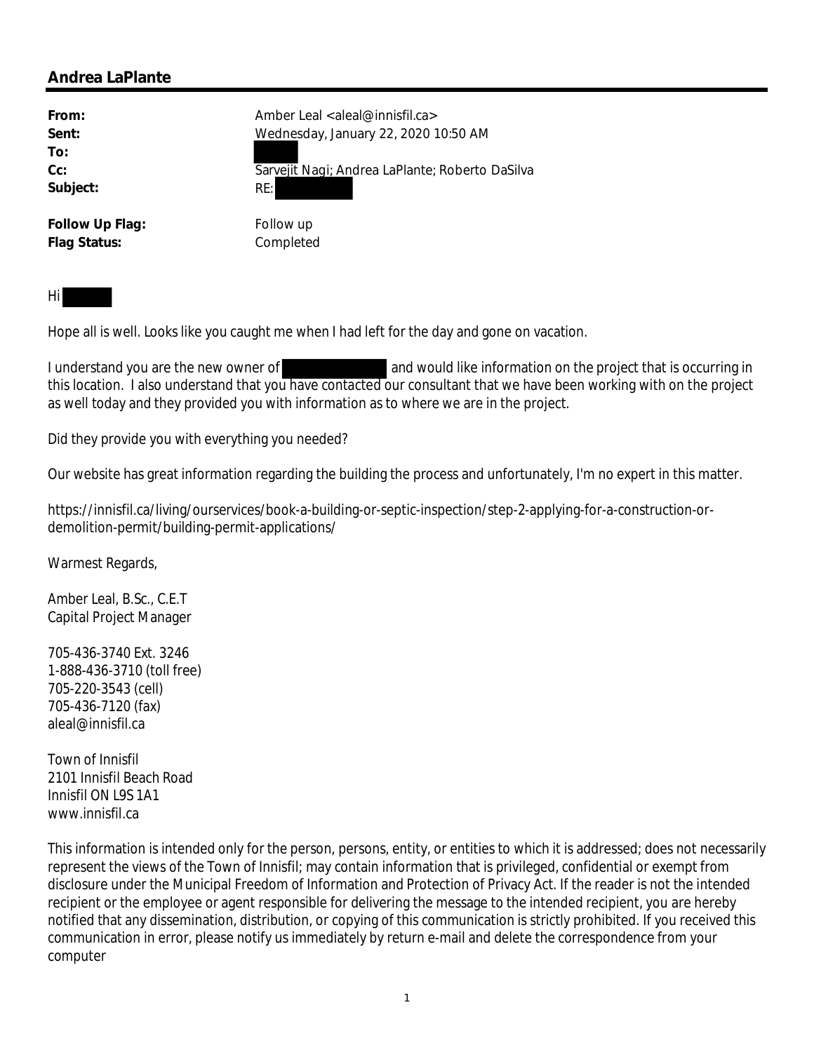## Andrea LaPlante

| | |
|---|---|
| **From:** | Amber Leal <aleal@innisfil.ca> |
| **Sent:** | Wednesday, January 22, 2020 10:50 AM |
| **To:** | |
| **Cc:** | Sarvejit Nagi; Andrea LaPlante; Roberto DaSilva |
| **Subject:** | RE: |
| | |
| **Follow Up Flag:** | Follow up |
| **Flag Status:** | Completed |

Hi

Hope all is well. Looks like you caught me when I had left for the day and gone on vacation.

I understand you are the new owner of and would like information on the project that is occurring in this location. I also understand that you have contacted our consultant that we have been working with on the project as well today and they provided you with information as to where we are in the project.

Did they provide you with everything you needed?

Our website has great information regarding the building the process and unfortunately, I'm no expert in this matter.

https://innisfil.ca/living/ourservices/book-a-building-or-septic-inspection/step-2-applying-for-a-construction-or-demolition-permit/building-permit-applications/

Warmest Regards,

Amber Leal, B.Sc., C.E.T
Capital Project Manager

705-436-3740 Ext. 3246
1-888-436-3710 (toll free)
705-220-3543 (cell)
705-436-7120 (fax)
aleal@innisfil.ca

Town of Innisfil
2101 Innisfil Beach Road
Innisfil ON L9S 1A1
www.innisfil.ca

This information is intended only for the person, persons, entity, or entities to which it is addressed; does not necessarily represent the views of the Town of Innisfil; may contain information that is privileged, confidential or exempt from disclosure under the Municipal Freedom of Information and Protection of Privacy Act. If the reader is not the intended recipient or the employee or agent responsible for delivering the message to the intended recipient, you are hereby notified that any dissemination, distribution, or copying of this communication is strictly prohibited. If you received this communication in error, please notify us immediately by return e-mail and delete the correspondence from your computer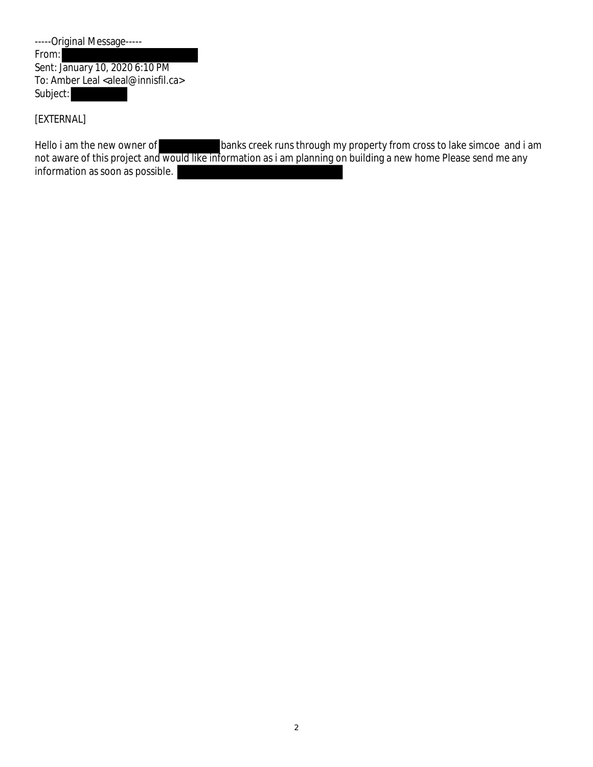-----Original Message-----
From: 
Sent: January 10, 2020 6:10 PM
To: Amber Leal <aleal@innisfil.ca>
Subject: 

[EXTERNAL]

Hello i am the new owner of  banks creek runs through my property from cross to lake simcoe and i am not aware of this project and would like information as i am planning on building a new home Please send me any information as soon as possible.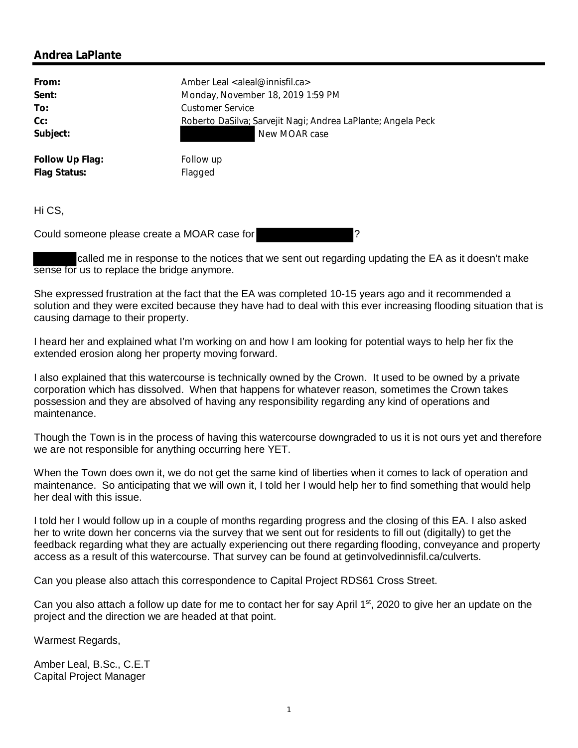## Andrea LaPlante

**From:** Amber Leal <aleal@innisfil.ca>
**Sent:** Monday, November 18, 2019 1:59 PM
**To:** Customer Service
**Cc:** Roberto DaSilva; Sarvejit Nagi; Andrea LaPlante; Angela Peck
**Subject:** New MOAR case

**Follow Up Flag:** Follow up
**Flag Status:** Flagged

Hi CS,

Could someone please create a MOAR case for ?

called me in response to the notices that we sent out regarding updating the EA as it doesn't make sense for us to replace the bridge anymore.

She expressed frustration at the fact that the EA was completed 10-15 years ago and it recommended a solution and they were excited because they have had to deal with this ever increasing flooding situation that is causing damage to their property.

I heard her and explained what I'm working on and how I am looking for potential ways to help her fix the extended erosion along her property moving forward.

I also explained that this watercourse is technically owned by the Crown. It used to be owned by a private corporation which has dissolved. When that happens for whatever reason, sometimes the Crown takes possession and they are absolved of having any responsibility regarding any kind of operations and maintenance.

Though the Town is in the process of having this watercourse downgraded to us it is not ours yet and therefore we are not responsible for anything occurring here YET.

When the Town does own it, we do not get the same kind of liberties when it comes to lack of operation and maintenance. So anticipating that we will own it, I told her I would help her to find something that would help her deal with this issue.

I told her I would follow up in a couple of months regarding progress and the closing of this EA. I also asked her to write down her concerns via the survey that we sent out for residents to fill out (digitally) to get the feedback regarding what they are actually experiencing out there regarding flooding, conveyance and property access as a result of this watercourse. That survey can be found at getinvolvedinnisfil.ca/culverts.

Can you please also attach this correspondence to Capital Project RDS61 Cross Street.

Can you also attach a follow up date for me to contact her for say April 1st, 2020 to give her an update on the project and the direction we are headed at that point.

Warmest Regards,

Amber Leal, B.Sc., C.E.T
Capital Project Manager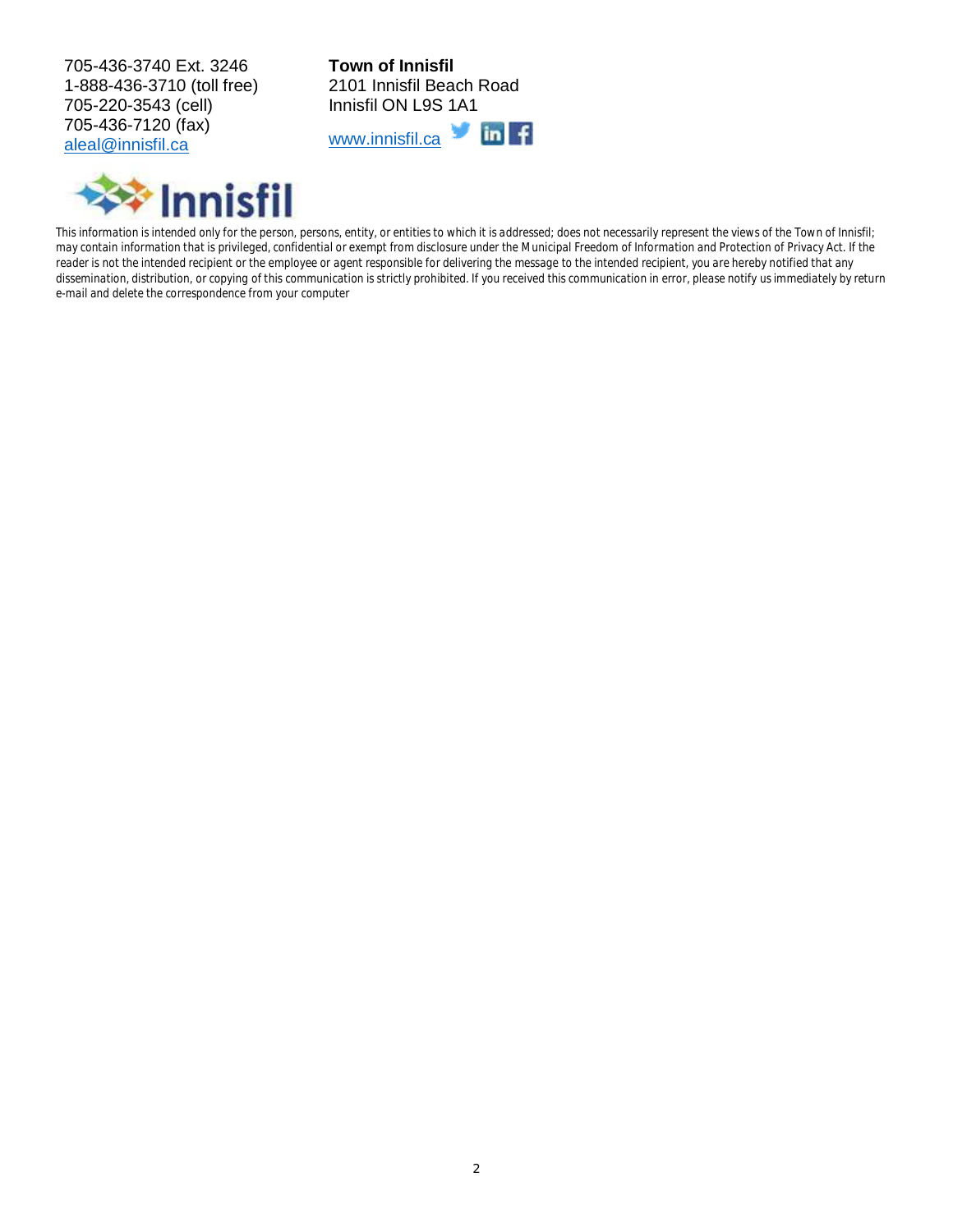705-436-3740 Ext. 3246
1-888-436-3710 (toll free)
705-220-3543 (cell)
705-436-7120 (fax)
aleal@innisfil.ca

**Town of Innisfil**
2101 Innisfil Beach Road
Innisfil ON L9S 1A1
www.innisfil.ca

Innisfil

*This information is intended only for the person, persons, entity, or entities to which it is addressed; does not necessarily represent the views of the Town of Innisfil; may contain information that is privileged, confidential or exempt from disclosure under the Municipal Freedom of Information and Protection of Privacy Act. If the reader is not the intended recipient or the employee or agent responsible for delivering the message to the intended recipient, you are hereby notified that any dissemination, distribution, or copying of this communication is strictly prohibited. If you received this communication in error, please notify us immediately by return e-mail and delete the correspondence from your computer*